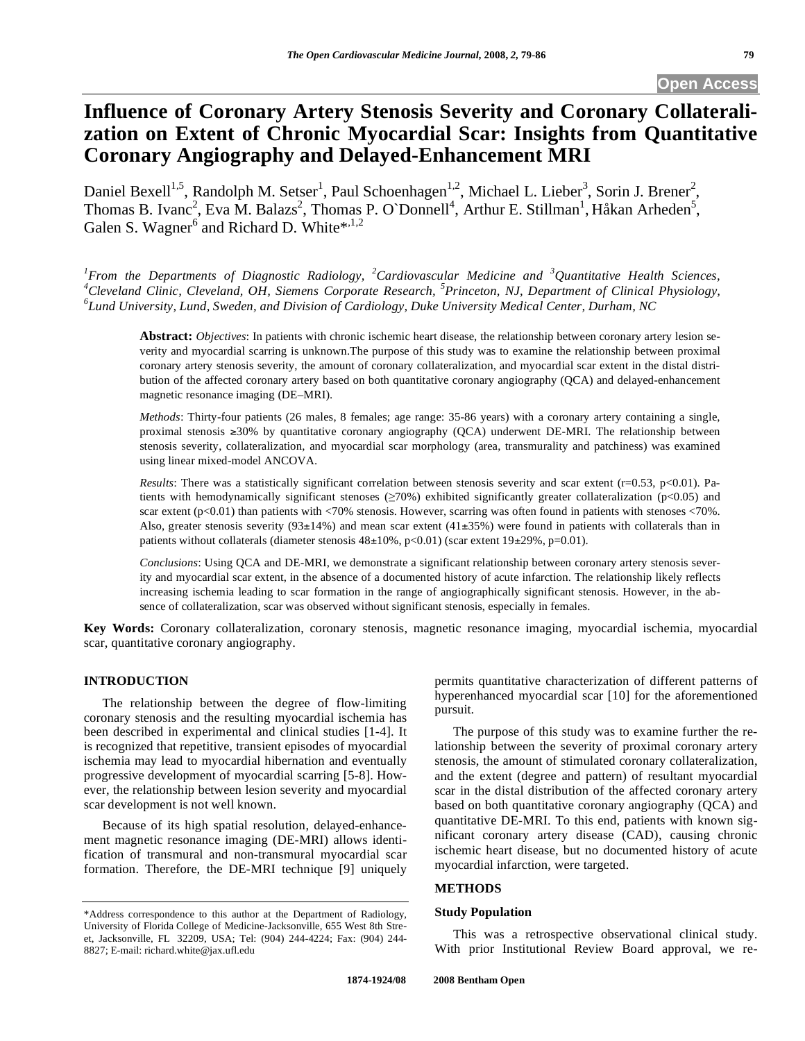# Influence of Coronary Artery Stenosis Severity and Coronary Collateralization on Extent of Chronic Myocardial Scar: Insights from Quantitative Coronary Angiography and Delayed-Enhancement MRI

Daniel Bexell[1,5], Randolph M. Setser[1], Paul Schoenhagen[1,2], Michael L. Lieber[3], Sorin J. Brener[2], Thomas B. Ivanc[2], Eva M. Balazs[2], Thomas P. O`Donnell[4], Arthur E. Stillman[1], Håkan Arheden[5], Galen S. Wagner[6] and Richard D. White*[,1,2]

*[1]From the Departments of Diagnostic Radiology, [2]Cardiovascular Medicine and [3]Quantitative Health Sciences, [4]Cleveland Clinic, Cleveland, OH, Siemens Corporate Research, [5]Princeton, NJ, Department of Clinical Physiology, [6]Lund University, Lund, Sweden, and Division of Cardiology, Duke University Medical Center, Durham, NC*

**Abstract:** *Objectives*: In patients with chronic ischemic heart disease, the relationship between coronary artery lesion severity and myocardial scarring is unknown.The purpose of this study was to examine the relationship between proximal coronary artery stenosis severity, the amount of coronary collateralization, and myocardial scar extent in the distal distribution of the affected coronary artery based on both quantitative coronary angiography (QCA) and delayed-enhancement magnetic resonance imaging (DE–MRI).

*Methods*: Thirty-four patients (26 males, 8 females; age range: 35-86 years) with a coronary artery containing a single, proximal stenosis ≥30% by quantitative coronary angiography (QCA) underwent DE-MRI. The relationship between stenosis severity, collateralization, and myocardial scar morphology (area, transmurality and patchiness) was examined using linear mixed-model ANCOVA.

*Results*: There was a statistically significant correlation between stenosis severity and scar extent ($r=0.53$, $p<0.01$). Patients with hemodynamically significant stenoses (≥70%) exhibited significantly greater collateralization ($p<0.05$) and scar extent ($p<0.01$) than patients with <70% stenosis. However, scarring was often found in patients with stenoses <70%. Also, greater stenosis severity (93±14%) and mean scar extent (41±35%) were found in patients with collaterals than in patients without collaterals (diameter stenosis 48±10%, $p<0.01$) (scar extent 19±29%, $p=0.01$).

*Conclusions*: Using QCA and DE-MRI, we demonstrate a significant relationship between coronary artery stenosis severity and myocardial scar extent, in the absence of a documented history of acute infarction. The relationship likely reflects increasing ischemia leading to scar formation in the range of angiographically significant stenosis. However, in the absence of collateralization, scar was observed without significant stenosis, especially in females.

**Key Words:** Coronary collateralization, coronary stenosis, magnetic resonance imaging, myocardial ischemia, myocardial scar, quantitative coronary angiography.

## INTRODUCTION

The relationship between the degree of flow-limiting coronary stenosis and the resulting myocardial ischemia has been described in experimental and clinical studies [1-4]. It is recognized that repetitive, transient episodes of myocardial ischemia may lead to myocardial hibernation and eventually progressive development of myocardial scarring [5-8]. However, the relationship between lesion severity and myocardial scar development is not well known.

Because of its high spatial resolution, delayed-enhancement magnetic resonance imaging (DE-MRI) allows identification of transmural and non-transmural myocardial scar formation. Therefore, the DE-MRI technique [9] uniquely permits quantitative characterization of different patterns of hyperenhanced myocardial scar [10] for the aforementioned pursuit.

The purpose of this study was to examine further the relationship between the severity of proximal coronary artery stenosis, the amount of stimulated coronary collateralization, and the extent (degree and pattern) of resultant myocardial scar in the distal distribution of the affected coronary artery based on both quantitative coronary angiography (QCA) and quantitative DE-MRI. To this end, patients with known significant coronary artery disease (CAD), causing chronic ischemic heart disease, but no documented history of acute myocardial infarction, were targeted.

## METHODS

### Study Population

This was a retrospective observational clinical study. With prior Institutional Review Board approval, we re-

*Address correspondence to this author at the Department of Radiology, University of Florida College of Medicine-Jacksonville, 655 West 8th Street, Jacksonville, FL 32209, USA; Tel: (904) 244-4224; Fax: (904) 244-8827; E-mail: richard.white@jax.ufl.edu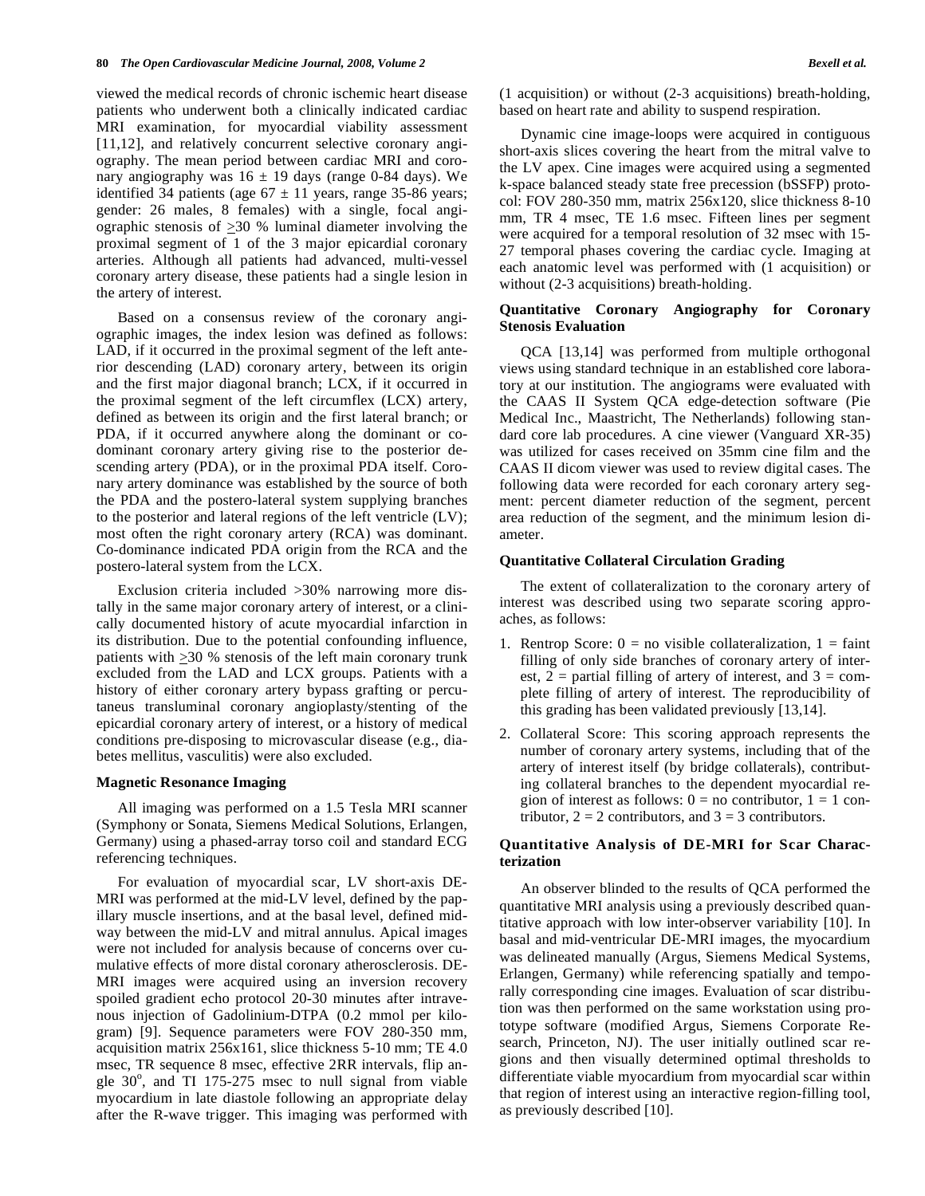viewed the medical records of chronic ischemic heart disease patients who underwent both a clinically indicated cardiac MRI examination, for myocardial viability assessment [11,12], and relatively concurrent selective coronary angiography. The mean period between cardiac MRI and coronary angiography was 16 ± 19 days (range 0-84 days). We identified 34 patients (age 67 ± 11 years, range 35-86 years; gender: 26 males, 8 females) with a single, focal angiographic stenosis of ≥30 % luminal diameter involving the proximal segment of 1 of the 3 major epicardial coronary arteries. Although all patients had advanced, multi-vessel coronary artery disease, these patients had a single lesion in the artery of interest.

Based on a consensus review of the coronary angiographic images, the index lesion was defined as follows: LAD, if it occurred in the proximal segment of the left anterior descending (LAD) coronary artery, between its origin and the first major diagonal branch; LCX, if it occurred in the proximal segment of the left circumflex (LCX) artery, defined as between its origin and the first lateral branch; or PDA, if it occurred anywhere along the dominant or co-dominant coronary artery giving rise to the posterior descending artery (PDA), or in the proximal PDA itself. Coronary artery dominance was established by the source of both the PDA and the postero-lateral system supplying branches to the posterior and lateral regions of the left ventricle (LV); most often the right coronary artery (RCA) was dominant. Co-dominance indicated PDA origin from the RCA and the postero-lateral system from the LCX.

Exclusion criteria included >30% narrowing more distally in the same major coronary artery of interest, or a clinically documented history of acute myocardial infarction in its distribution. Due to the potential confounding influence, patients with ≥30 % stenosis of the left main coronary trunk excluded from the LAD and LCX groups. Patients with a history of either coronary artery bypass grafting or percutaneous transluminal coronary angioplasty/stenting of the epicardial coronary artery of interest, or a history of medical conditions pre-disposing to microvascular disease (e.g., diabetes mellitus, vasculitis) were also excluded.

**Magnetic Resonance Imaging**

All imaging was performed on a 1.5 Tesla MRI scanner (Symphony or Sonata, Siemens Medical Solutions, Erlangen, Germany) using a phased-array torso coil and standard ECG referencing techniques.

For evaluation of myocardial scar, LV short-axis DE-MRI was performed at the mid-LV level, defined by the papillary muscle insertions, and at the basal level, defined midway between the mid-LV and mitral annulus. Apical images were not included for analysis because of concerns over cumulative effects of more distal coronary atherosclerosis. DE-MRI images were acquired using an inversion recovery spoiled gradient echo protocol 20-30 minutes after intravenous injection of Gadolinium-DTPA (0.2 mmol per kilogram) [9]. Sequence parameters were FOV 280-350 mm, acquisition matrix 256x161, slice thickness 5-10 mm; TE 4.0 msec, TR sequence 8 msec, effective 2RR intervals, flip angle 30$^{o}$, and TI 175-275 msec to null signal from viable myocardium in late diastole following an appropriate delay after the R-wave trigger. This imaging was performed with (1 acquisition) or without (2-3 acquisitions) breath-holding, based on heart rate and ability to suspend respiration.

Dynamic cine image-loops were acquired in contiguous short-axis slices covering the heart from the mitral valve to the LV apex. Cine images were acquired using a segmented k-space balanced steady state free precession (bSSFP) protocol: FOV 280-350 mm, matrix 256x120, slice thickness 8-10 mm, TR 4 msec, TE 1.6 msec. Fifteen lines per segment were acquired for a temporal resolution of 32 msec with 15-27 temporal phases covering the cardiac cycle. Imaging at each anatomic level was performed with (1 acquisition) or without (2-3 acquisitions) breath-holding.

**Quantitative Coronary Angiography for Coronary Stenosis Evaluation**

QCA [13,14] was performed from multiple orthogonal views using standard technique in an established core laboratory at our institution. The angiograms were evaluated with the CAAS II System QCA edge-detection software (Pie Medical Inc., Maastricht, The Netherlands) following standard core lab procedures. A cine viewer (Vanguard XR-35) was utilized for cases received on 35mm cine film and the CAAS II dicom viewer was used to review digital cases. The following data were recorded for each coronary artery segment: percent diameter reduction of the segment, percent area reduction of the segment, and the minimum lesion diameter.

**Quantitative Collateral Circulation Grading**

The extent of collateralization to the coronary artery of interest was described using two separate scoring approaches, as follows:

1. Rentrop Score: 0 = no visible collateralization, 1 = faint filling of only side branches of coronary artery of interest, 2 = partial filling of artery of interest, and 3 = complete filling of artery of interest. The reproducibility of this grading has been validated previously [13,14].
2. Collateral Score: This scoring approach represents the number of coronary artery systems, including that of the artery of interest itself (by bridge collaterals), contributing collateral branches to the dependent myocardial region of interest as follows: 0 = no contributor, 1 = 1 contributor, 2 = 2 contributors, and 3 = 3 contributors.

**Quantitative Analysis of DE-MRI for Scar Characterization**

An observer blinded to the results of QCA performed the quantitative MRI analysis using a previously described quantitative approach with low inter-observer variability [10]. In basal and mid-ventricular DE-MRI images, the myocardium was delineated manually (Argus, Siemens Medical Systems, Erlangen, Germany) while referencing spatially and temporally corresponding cine images. Evaluation of scar distribution was then performed on the same workstation using prototype software (modified Argus, Siemens Corporate Research, Princeton, NJ). The user initially outlined scar regions and then visually determined optimal thresholds to differentiate viable myocardium from myocardial scar within that region of interest using an interactive region-filling tool, as previously described [10].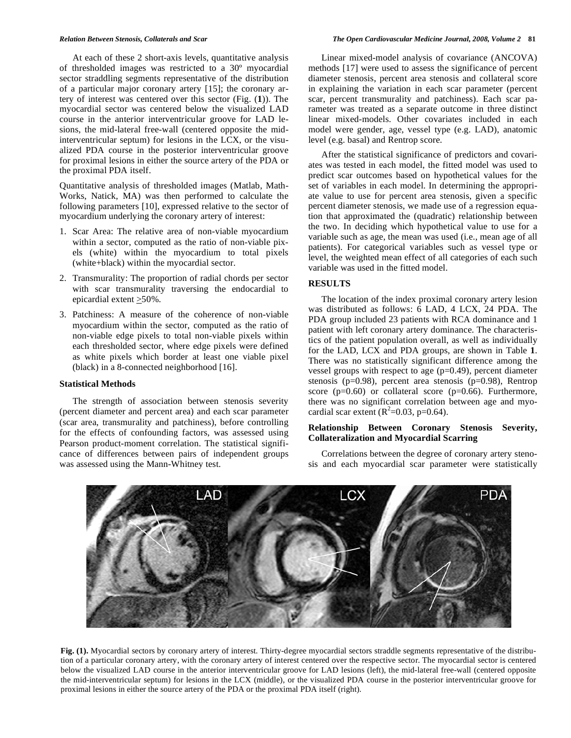At each of these 2 short-axis levels, quantitative analysis of thresholded images was restricted to a 30º myocardial sector straddling segments representative of the distribution of a particular major coronary artery [15]; the coronary artery of interest was centered over this sector (Fig. (**1**)). The myocardial sector was centered below the visualized LAD course in the anterior interventricular groove for LAD lesions, the mid-lateral free-wall (centered opposite the mid-interventricular septum) for lesions in the LCX, or the visualized PDA course in the posterior interventricular groove for proximal lesions in either the source artery of the PDA or the proximal PDA itself.

Quantitative analysis of thresholded images (Matlab, MathWorks, Natick, MA) was then performed to calculate the following parameters [10], expressed relative to the sector of myocardium underlying the coronary artery of interest:

1. Scar Area: The relative area of non-viable myocardium within a sector, computed as the ratio of non-viable pixels (white) within the myocardium to total pixels (white+black) within the myocardial sector.
2. Transmurality: The proportion of radial chords per sector with scar transmurality traversing the endocardial to epicardial extent ≥50%.
3. Patchiness: A measure of the coherence of non-viable myocardium within the sector, computed as the ratio of non-viable edge pixels to total non-viable pixels within each thresholded sector, where edge pixels were defined as white pixels which border at least one viable pixel (black) in a 8-connected neighborhood [16].

### Statistical Methods

The strength of association between stenosis severity (percent diameter and percent area) and each scar parameter (scar area, transmurality and patchiness), before controlling for the effects of confounding factors, was assessed using Pearson product-moment correlation. The statistical significance of differences between pairs of independent groups was assessed using the Mann-Whitney test.

Linear mixed-model analysis of covariance (ANCOVA) methods [17] were used to assess the significance of percent diameter stenosis, percent area stenosis and collateral score in explaining the variation in each scar parameter (percent scar, percent transmurality and patchiness). Each scar parameter was treated as a separate outcome in three distinct linear mixed-models. Other covariates included in each model were gender, age, vessel type (e.g. LAD), anatomic level (e.g. basal) and Rentrop score.

After the statistical significance of predictors and covariates was tested in each model, the fitted model was used to predict scar outcomes based on hypothetical values for the set of variables in each model. In determining the appropriate value to use for percent area stenosis, given a specific percent diameter stenosis, we made use of a regression equation that approximated the (quadratic) relationship between the two. In deciding which hypothetical value to use for a variable such as age, the mean was used (i.e., mean age of all patients). For categorical variables such as vessel type or level, the weighted mean effect of all categories of each such variable was used in the fitted model.

## RESULTS

The location of the index proximal coronary artery lesion was distributed as follows: 6 LAD, 4 LCX, 24 PDA. The PDA group included 23 patients with RCA dominance and 1 patient with left coronary artery dominance. The characteristics of the patient population overall, as well as individually for the LAD, LCX and PDA groups, are shown in Table **1**. There was no statistically significant difference among the vessel groups with respect to age (p=0.49), percent diameter stenosis (p=0.98), percent area stenosis (p=0.98), Rentrop score (p=0.60) or collateral score (p=0.66). Furthermore, there was no significant correlation between age and myocardial scar extent ($R^2$=0.03, p=0.64).

### Relationship Between Coronary Stenosis Severity, Collateralization and Myocardial Scarring

Correlations between the degree of coronary artery stenosis and each myocardial scar parameter were statistically

**Fig. (1).** Myocardial sectors by coronary artery of interest. Thirty-degree myocardial sectors straddle segments representative of the distribution of a particular coronary artery, with the coronary artery of interest centered over the respective sector. The myocardial sector is centered below the visualized LAD course in the anterior interventricular groove for LAD lesions (left), the mid-lateral free-wall (centered opposite the mid-interventricular septum) for lesions in the LCX (middle), or the visualized PDA course in the posterior interventricular groove for proximal lesions in either the source artery of the PDA or the proximal PDA itself (right).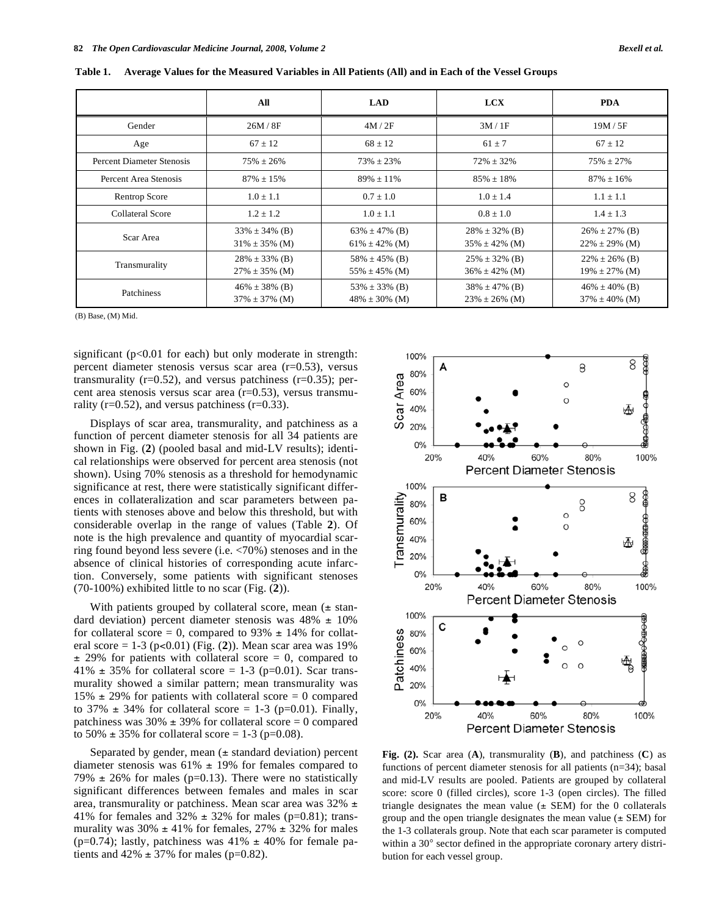**Table 1. Average Values for the Measured Variables in All Patients (All) and in Each of the Vessel Groups**

| | All | LAD | LCX | PDA |
|---|---|---|---|---|
| Gender | 26M / 8F | 4M / 2F | 3M / 1F | 19M / 5F |
| Age | 67 ± 12 | 68 ± 12 | 61 ± 7 | 67 ± 12 |
| Percent Diameter Stenosis | 75% ± 26% | 73% ± 23% | 72% ± 32% | 75% ± 27% |
| Percent Area Stenosis | 87% ± 15% | 89% ± 11% | 85% ± 18% | 87% ± 16% |
| Rentrop Score | 1.0 ± 1.1 | 0.7 ± 1.0 | 1.0 ± 1.4 | 1.1 ± 1.1 |
| Collateral Score | 1.2 ± 1.2 | 1.0 ± 1.1 | 0.8 ± 1.0 | 1.4 ± 1.3 |
| Scar Area | 33% ± 34% (B)<br>31% ± 35% (M) | 63% ± 47% (B)<br>61% ± 42% (M) | 28% ± 32% (B)<br>35% ± 42% (M) | 26% ± 27% (B)<br>22% ± 29% (M) |
| Transmurality | 28% ± 33% (B)<br>27% ± 35% (M) | 58% ± 45% (B)<br>55% ± 45% (M) | 25% ± 32% (B)<br>36% ± 42% (M) | 22% ± 26% (B)<br>19% ± 27% (M) |
| Patchiness | 46% ± 38% (B)<br>37% ± 37% (M) | 53% ± 33% (B)<br>48% ± 30% (M) | 38% ± 47% (B)<br>23% ± 26% (M) | 46% ± 40% (B)<br>37% ± 40% (M) |

(B) Base, (M) Mid.

significant ($p<0.01$ for each) but only moderate in strength: percent diameter stenosis versus scar area ($r=0.53$), versus transmurality ($r=0.52$), and versus patchiness ($r=0.35$); percent area stenosis versus scar area ($r=0.53$), versus transmurality ($r=0.52$), and versus patchiness ($r=0.33$).

Displays of scar area, transmurality, and patchiness as a function of percent diameter stenosis for all 34 patients are shown in Fig. (**2**) (pooled basal and mid-LV results); identical relationships were observed for percent area stenosis (not shown). Using 70% stenosis as a threshold for hemodynamic significance at rest, there were statistically significant differences in collateralization and scar parameters between patients with stenoses above and below this threshold, but with considerable overlap in the range of values (Table **2**). Of note is the high prevalence and quantity of myocardial scarring found beyond less severe (i.e. <70%) stenoses and in the absence of clinical histories of corresponding acute infarction. Conversely, some patients with significant stenoses (70-100%) exhibited little to no scar (Fig. (**2**)).

With patients grouped by collateral score, mean (± standard deviation) percent diameter stenosis was 48% ± 10% for collateral score = 0, compared to 93% ± 14% for collateral score = 1-3 ($p<0.01$) (Fig. (**2**)). Mean scar area was 19% ± 29% for patients with collateral score = 0, compared to 41% ± 35% for collateral score = 1-3 ($p=0.01$). Scar transmurality showed a similar pattern; mean transmurality was 15% ± 29% for patients with collateral score = 0 compared to 37% ± 34% for collateral score = 1-3 ($p=0.01$). Finally, patchiness was 30% ± 39% for collateral score = 0 compared to 50% ± 35% for collateral score = 1-3 ($p=0.08$).

Separated by gender, mean (± standard deviation) percent diameter stenosis was 61% ± 19% for females compared to 79% ± 26% for males ($p=0.13$). There were no statistically significant differences between females and males in scar area, transmurality or patchiness. Mean scar area was 32% ± 41% for females and 32% ± 32% for males ($p=0.81$); transmurality was 30% ± 41% for females, 27% ± 32% for males ($p=0.74$); lastly, patchiness was 41% ± 40% for female patients and 42% ± 37% for males ($p=0.82$).

**Fig. (2).** Scar area (**A**), transmurality (**B**), and patchiness (**C**) as functions of percent diameter stenosis for all patients (n=34); basal and mid-LV results are pooled. Patients are grouped by collateral score: score 0 (filled circles), score 1-3 (open circles). The filled triangle designates the mean value (± SEM) for the 0 collaterals group and the open triangle designates the mean value (± SEM) for the 1-3 collaterals group. Note that each scar parameter is computed within a 30° sector defined in the appropriate coronary artery distribution for each vessel group.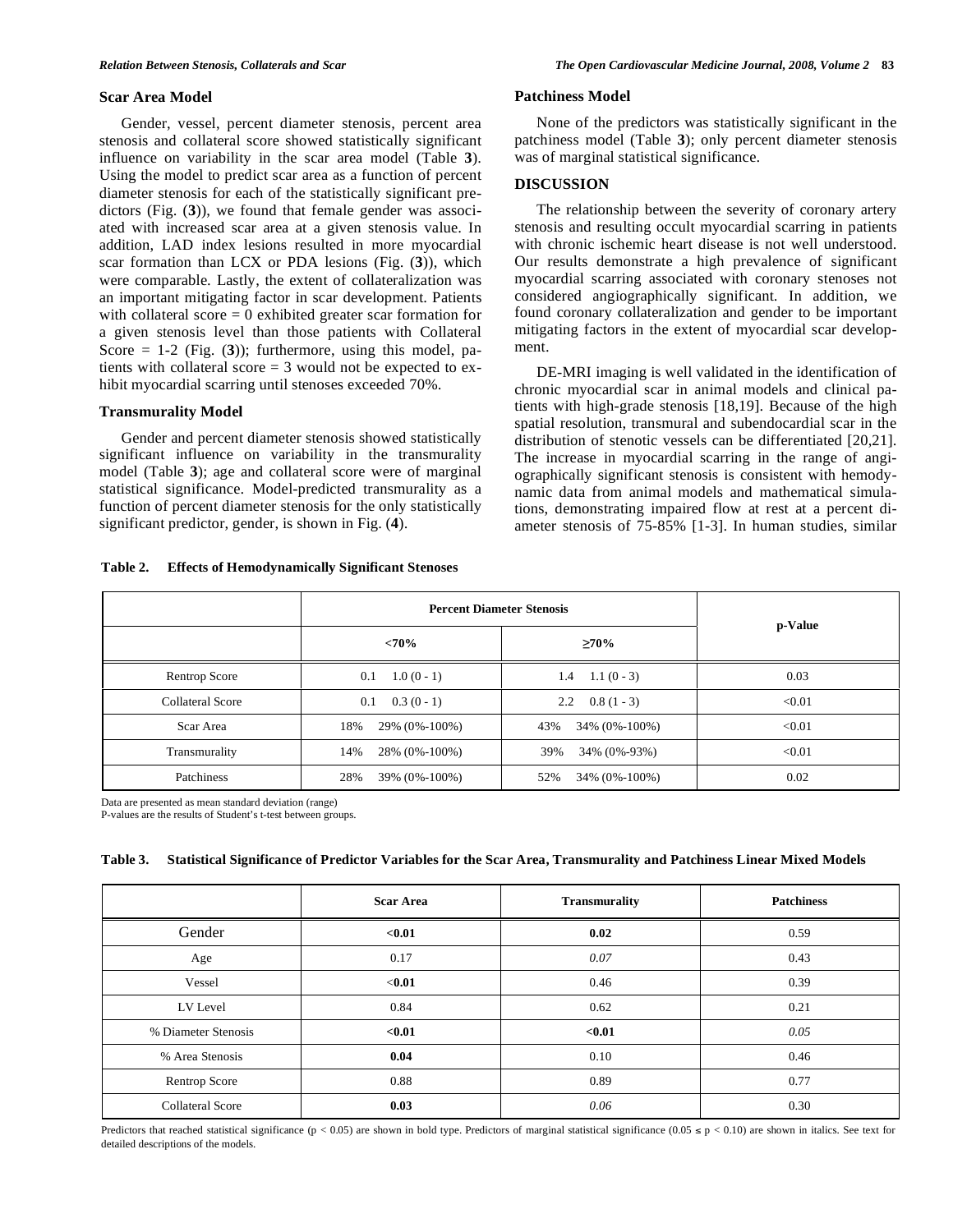### Scar Area Model

Gender, vessel, percent diameter stenosis, percent area stenosis and collateral score showed statistically significant influence on variability in the scar area model (Table **3**). Using the model to predict scar area as a function of percent diameter stenosis for each of the statistically significant predictors (Fig. (**3**)), we found that female gender was associated with increased scar area at a given stenosis value. In addition, LAD index lesions resulted in more myocardial scar formation than LCX or PDA lesions (Fig. (**3**)), which were comparable. Lastly, the extent of collateralization was an important mitigating factor in scar development. Patients with collateral score = 0 exhibited greater scar formation for a given stenosis level than those patients with Collateral Score = 1-2 (Fig. (**3**)); furthermore, using this model, patients with collateral score = 3 would not be expected to exhibit myocardial scarring until stenoses exceeded 70%.

### Transmurality Model

Gender and percent diameter stenosis showed statistically significant influence on variability in the transmurality model (Table **3**); age and collateral score were of marginal statistical significance. Model-predicted transmurality as a function of percent diameter stenosis for the only statistically significant predictor, gender, is shown in Fig. (**4**).

### Patchiness Model

None of the predictors was statistically significant in the patchiness model (Table **3**); only percent diameter stenosis was of marginal statistical significance.

## DISCUSSION

The relationship between the severity of coronary artery stenosis and resulting occult myocardial scarring in patients with chronic ischemic heart disease is not well understood. Our results demonstrate a high prevalence of significant myocardial scarring associated with coronary stenoses not considered angiographically significant. In addition, we found coronary collateralization and gender to be important mitigating factors in the extent of myocardial scar development.

DE-MRI imaging is well validated in the identification of chronic myocardial scar in animal models and clinical patients with high-grade stenosis [18,19]. Because of the high spatial resolution, transmural and subendocardial scar in the distribution of stenotic vessels can be differentiated [20,21]. The increase in myocardial scarring in the range of angiographically significant stenosis is consistent with hemodynamic data from animal models and mathematical simulations, demonstrating impaired flow at rest at a percent diameter stenosis of 75-85% [1-3]. In human studies, similar

**Table 2. Effects of Hemodynamically Significant Stenoses**

| | Percent Diameter Stenosis | | p-Value |
|---|---|---|---|
| | <70% | ≥70% | |
| Rentrop Score | 0.1 1.0 (0 - 1) | 1.4 1.1 (0 - 3) | 0.03 |
| Collateral Score | 0.1 0.3 (0 - 1) | 2.2 0.8 (1 - 3) | <0.01 |
| Scar Area | 18% 29% (0%-100%) | 43% 34% (0%-100%) | <0.01 |
| Transmurality | 14% 28% (0%-100%) | 39% 34% (0%-93%) | <0.01 |
| Patchiness | 28% 39% (0%-100%) | 52% 34% (0%-100%) | 0.02 |

Data are presented as mean standard deviation (range)
P-values are the results of Student's t-test between groups.

**Table 3. Statistical Significance of Predictor Variables for the Scar Area, Transmurality and Patchiness Linear Mixed Models**

| | Scar Area | Transmurality | Patchiness |
|---|---|---|---|
| Gender | **<0.01** | **0.02** | 0.59 |
| Age | 0.17 | *0.07* | 0.43 |
| Vessel | **<0.01** | 0.46 | 0.39 |
| LV Level | 0.84 | 0.62 | 0.21 |
| % Diameter Stenosis | **<0.01** | **<0.01** | *0.05* |
| % Area Stenosis | **0.04** | 0.10 | 0.46 |
| Rentrop Score | 0.88 | 0.89 | 0.77 |
| Collateral Score | **0.03** | *0.06* | 0.30 |

Predictors that reached statistical significance ($p < 0.05$) are shown in bold type. Predictors of marginal statistical significance ($0.05 \le p < 0.10$) are shown in italics. See text for detailed descriptions of the models.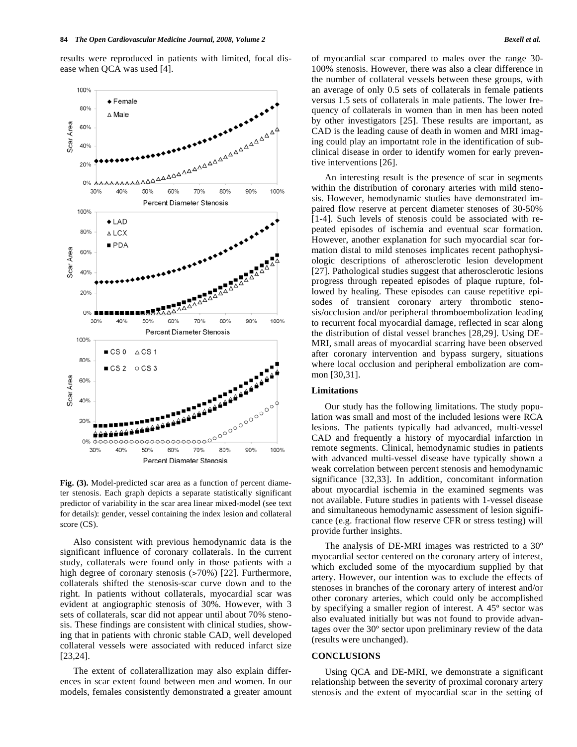results were reproduced in patients with limited, focal disease when QCA was used [4].

**Fig. (3).** Model-predicted scar area as a function of percent diameter stenosis. Each graph depicts a separate statistically significant predictor of variability in the scar area linear mixed-model (see text for details): gender, vessel containing the index lesion and collateral score (CS).

Also consistent with previous hemodynamic data is the significant influence of coronary collaterals. In the current study, collaterals were found only in those patients with a high degree of coronary stenosis (>70%) [22]. Furthermore, collaterals shifted the stenosis-scar curve down and to the right. In patients without collaterals, myocardial scar was evident at angiographic stenosis of 30%. However, with 3 sets of collaterals, scar did not appear until about 70% stenosis. These findings are consistent with clinical studies, showing that in patients with chronic stable CAD, well developed collateral vessels were associated with reduced infarct size [23,24].

The extent of collaterallization may also explain differences in scar extent found between men and women. In our models, females consistently demonstrated a greater amount of myocardial scar compared to males over the range 30-100% stenosis. However, there was also a clear difference in the number of collateral vessels between these groups, with an average of only 0.5 sets of collaterals in female patients versus 1.5 sets of collaterals in male patients. The lower frequency of collaterals in women than in men has been noted by other investigators [25]. These results are important, as CAD is the leading cause of death in women and MRI imaging could play an importatnt role in the identification of subclinical disease in order to identify women for early preventive interventions [26].

An interesting result is the presence of scar in segments within the distribution of coronary arteries with mild stenosis. However, hemodynamic studies have demonstrated impaired flow reserve at percent diameter stenoses of 30-50% [1-4]. Such levels of stenosis could be associated with repeated episodes of ischemia and eventual scar formation. However, another explanation for such myocardial scar formation distal to mild stenoses implicates recent pathophysiologic descriptions of atherosclerotic lesion development [27]. Pathological studies suggest that atherosclerotic lesions progress through repeated episodes of plaque rupture, followed by healing. These episodes can cause repetitive episodes of transient coronary artery thrombotic stenosis/occlusion and/or peripheral thromboembolization leading to recurrent focal myocardial damage, reflected in scar along the distribution of distal vessel branches [28,29]. Using DE-MRI, small areas of myocardial scarring have been observed after coronary intervention and bypass surgery, situations where local occlusion and peripheral embolization are common [30,31].

### Limitations

Our study has the following limitations. The study population was small and most of the included lesions were RCA lesions. The patients typically had advanced, multi-vessel CAD and frequently a history of myocardial infarction in remote segments. Clinical, hemodynamic studies in patients with advanced multi-vessel disease have typically shown a weak correlation between percent stenosis and hemodynamic significance [32,33]. In addition, concomitant information about myocardial ischemia in the examined segments was not available. Future studies in patients with 1-vessel disease and simultaneous hemodynamic assessment of lesion significance (e.g. fractional flow reserve CFR or stress testing) will provide further insights.

The analysis of DE-MRI images was restricted to a 30º myocardial sector centered on the coronary artery of interest, which excluded some of the myocardium supplied by that artery. However, our intention was to exclude the effects of stenoses in branches of the coronary artery of interest and/or other coronary arteries, which could only be accomplished by specifying a smaller region of interest. A 45º sector was also evaluated initially but was not found to provide advantages over the 30º sector upon preliminary review of the data (results were unchanged).

## CONCLUSIONS

Using QCA and DE-MRI, we demonstrate a significant relationship between the severity of proximal coronary artery stenosis and the extent of myocardial scar in the setting of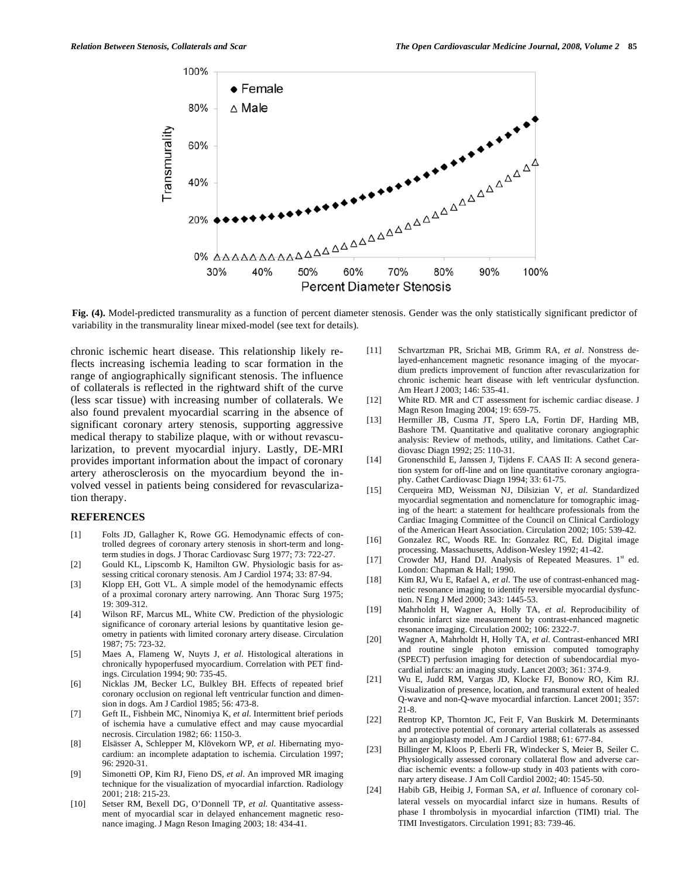**Fig. (4).** Model-predicted transmurality as a function of percent diameter stenosis. Gender was the only statistically significant predictor of variability in the transmurality linear mixed-model (see text for details).

chronic ischemic heart disease. This relationship likely reflects increasing ischemia leading to scar formation in the range of angiographically significant stenosis. The influence of collaterals is reflected in the rightward shift of the curve (less scar tissue) with increasing number of collaterals. We also found prevalent myocardial scarring in the absence of significant coronary artery stenosis, supporting aggressive medical therapy to stabilize plaque, with or without revascularization, to prevent myocardial injury. Lastly, DE-MRI provides important information about the impact of coronary artery atherosclerosis on the myocardium beyond the involved vessel in patients being considered for revascularization therapy.

## REFERENCES

[1] Folts JD, Gallagher K, Rowe GG. Hemodynamic effects of controlled degrees of coronary artery stenosis in short-term and long-term studies in dogs. J Thorac Cardiovasc Surg 1977; 73: 722-27.

[2] Gould KL, Lipscomb K, Hamilton GW. Physiologic basis for assessing critical coronary stenosis. Am J Cardiol 1974; 33: 87-94.

[3] Klopp EH, Gott VL. A simple model of the hemodynamic effects of a proximal coronary artery narrowing. Ann Thorac Surg 1975; 19: 309-312.

[4] Wilson RF, Marcus ML, White CW. Prediction of the physiologic significance of coronary arterial lesions by quantitative lesion geometry in patients with limited coronary artery disease. Circulation 1987; 75: 723-32.

[5] Maes A, Flameng W, Nuyts J, *et al*. Histological alterations in chronically hypoperfused myocardium. Correlation with PET findings. Circulation 1994; 90: 735-45.

[6] Nicklas JM, Becker LC, Bulkley BH. Effects of repeated brief coronary occlusion on regional left ventricular function and dimension in dogs. Am J Cardiol 1985; 56: 473-8.

[7] Geft IL, Fishbein MC, Ninomiya K, *et al*. Intermittent brief periods of ischemia have a cumulative effect and may cause myocardial necrosis. Circulation 1982; 66: 1150-3.

[8] Elsässer A, Schlepper M, Klövekorn WP, *et al*. Hibernating myocardium: an incomplete adaptation to ischemia. Circulation 1997; 96: 2920-31.

[9] Simonetti OP, Kim RJ, Fieno DS, *et al*. An improved MR imaging technique for the visualization of myocardial infarction. Radiology 2001; 218: 215-23.

[10] Setser RM, Bexell DG, O'Donnell TP, *et al*. Quantitative assessment of myocardial scar in delayed enhancement magnetic resonance imaging. J Magn Reson Imaging 2003; 18: 434-41.

[11] Schvartzman PR, Srichai MB, Grimm RA, *et al*. Nonstress delayed-enhancement magnetic resonance imaging of the myocardium predicts improvement of function after revascularization for chronic ischemic heart disease with left ventricular dysfunction. Am Heart J 2003; 146: 535-41.

[12] White RD. MR and CT assessment for ischemic cardiac disease. J Magn Reson Imaging 2004; 19: 659-75.

[13] Hermiller JB, Cusma JT, Spero LA, Fortin DF, Harding MB, Bashore TM. Quantitative and qualitative coronary angiographic analysis: Review of methods, utility, and limitations. Cathet Cardiovasc Diagn 1992; 25: 110-31.

[14] Gronenschild E, Janssen J, Tijdens F. CAAS II: A second generation system for off-line and on line quantitative coronary angiography. Cathet Cardiovasc Diagn 1994; 33: 61-75.

[15] Cerqueira MD, Weissman NJ, Dilsizian V, *et al*. Standardized myocardial segmentation and nomenclature for tomographic imaging of the heart: a statement for healthcare professionals from the Cardiac Imaging Committee of the Council on Clinical Cardiology of the American Heart Association. Circulation 2002; 105: 539-42.

[16] Gonzalez RC, Woods RE. In: Gonzalez RC, Ed. Digital image processing. Massachusetts, Addison-Wesley 1992; 41-42.

[17] Crowder MJ, Hand DJ. Analysis of Repeated Measures. 1st ed. London: Chapman & Hall; 1990.

[18] Kim RJ, Wu E, Rafael A, *et al*. The use of contrast-enhanced magnetic resonance imaging to identify reversible myocardial dysfunction. N Eng J Med 2000; 343: 1445-53.

[19] Mahrholdt H, Wagner A, Holly TA, *et al*. Reproducibility of chronic infarct size measurement by contrast-enhanced magnetic resonance imaging. Circulation 2002; 106: 2322-7.

[20] Wagner A, Mahrholdt H, Holly TA, *et al*. Contrast-enhanced MRI and routine single photon emission computed tomography (SPECT) perfusion imaging for detection of subendocardial myocardial infarcts: an imaging study. Lancet 2003; 361: 374-9.

[21] Wu E, Judd RM, Vargas JD, Klocke FJ, Bonow RO, Kim RJ. Visualization of presence, location, and transmural extent of healed Q-wave and non-Q-wave myocardial infarction. Lancet 2001; 357: 21-8.

[22] Rentrop KP, Thornton JC, Feit F, Van Buskirk M. Determinants and protective potential of coronary arterial collaterals as assessed by an angioplasty model. Am J Cardiol 1988; 61: 677-84.

[23] Billinger M, Kloos P, Eberli FR, Windecker S, Meier B, Seiler C. Physiologically assessed coronary collateral flow and adverse cardiac ischemic events: a follow-up study in 403 patients with coronary artery disease. J Am Coll Cardiol 2002; 40: 1545-50.

[24] Habib GB, Heibig J, Forman SA, *et al*. Influence of coronary collateral vessels on myocardial infarct size in humans. Results of phase I thrombolysis in myocardial infarction (TIMI) trial. The TIMI Investigators. Circulation 1991; 83: 739-46.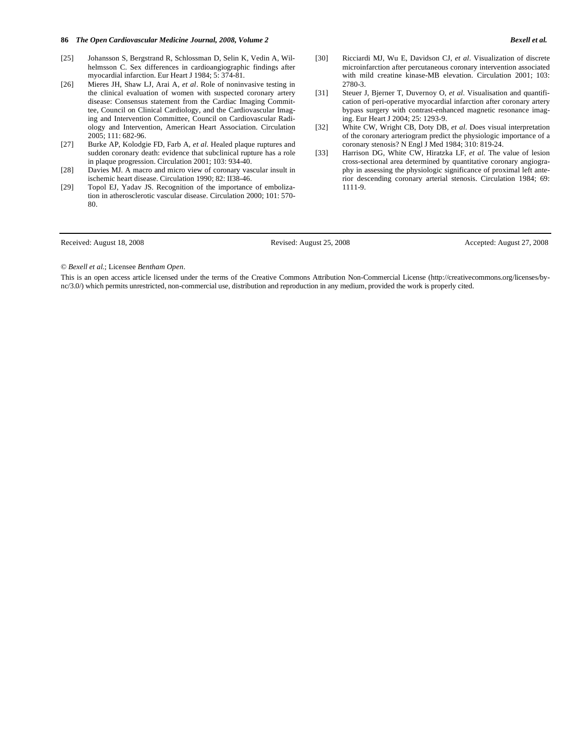[25] Johansson S, Bergstrand R, Schlossman D, Selin K, Vedin A, Wilhelmsson C. Sex differences in cardioangiographic findings after myocardial infarction. Eur Heart J 1984; 5: 374-81.

[26] Mieres JH, Shaw LJ, Arai A, *et al*. Role of noninvasive testing in the clinical evaluation of women with suspected coronary artery disease: Consensus statement from the Cardiac Imaging Committee, Council on Clinical Cardiology, and the Cardiovascular Imaging and Intervention Committee, Council on Cardiovascular Radiology and Intervention, American Heart Association. Circulation 2005; 111: 682-96.

[27] Burke AP, Kolodgie FD, Farb A, *et al.* Healed plaque ruptures and sudden coronary death: evidence that subclinical rupture has a role in plaque progression. Circulation 2001; 103: 934-40.

[28] Davies MJ. A macro and micro view of coronary vascular insult in ischemic heart disease. Circulation 1990; 82: II38-46.

[29] Topol EJ, Yadav JS. Recognition of the importance of embolization in atherosclerotic vascular disease. Circulation 2000; 101: 570-80.

[30] Ricciardi MJ, Wu E, Davidson CJ, *et al*. Visualization of discrete microinfarction after percutaneous coronary intervention associated with mild creatine kinase-MB elevation. Circulation 2001; 103: 2780-3.

[31] Steuer J, Bjerner T, Duvernoy O, *et al*. Visualisation and quantification of peri-operative myocardial infarction after coronary artery bypass surgery with contrast-enhanced magnetic resonance imaging. Eur Heart J 2004; 25: 1293-9.

[32] White CW, Wright CB, Doty DB, *et al*. Does visual interpretation of the coronary arteriogram predict the physiologic importance of a coronary stenosis? N Engl J Med 1984; 310: 819-24.

[33] Harrison DG, White CW, Hiratzka LF, *et al*. The value of lesion cross-sectional area determined by quantitative coronary angiography in assessing the physiologic significance of proximal left anterior descending coronary arterial stenosis. Circulation 1984; 69: 1111-9.

Received: August 18, 2008 Revised: August 25, 2008 Accepted: August 27, 2008

© *Bexell et al.*; Licensee *Bentham Open*.

This is an open access article licensed under the terms of the Creative Commons Attribution Non-Commercial License (http://creativecommons.org/licenses/by-nc/3.0/) which permits unrestricted, non-commercial use, distribution and reproduction in any medium, provided the work is properly cited.